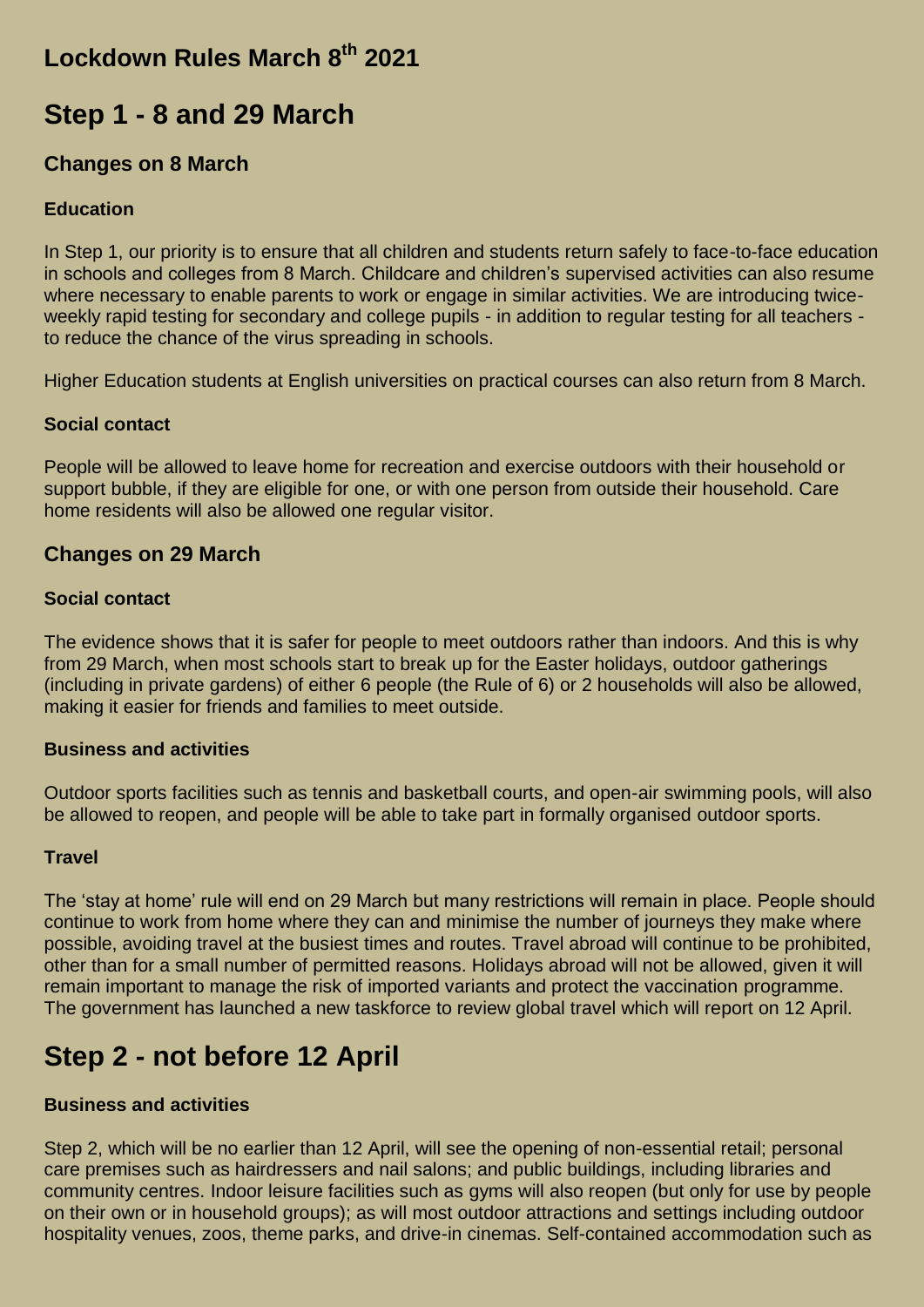# Lockdown Rules March 8th 2021

# Step 1 - 8 and 29 March

## Changes on 8 March

### Education

In Step 1, our priority is to ensure that all children and students return safely to face-to-face education in schools and colleges from 8 March. Childcare and children's supervised activities can also resume where necessary to enable parents to work or engage in similar activities. We are introducing twice-weekly rapid testing for secondary and college pupils - in addition to regular testing for all teachers - to reduce the chance of the virus spreading in schools.

Higher Education students at English universities on practical courses can also return from 8 March.

### Social contact

People will be allowed to leave home for recreation and exercise outdoors with their household or support bubble, if they are eligible for one, or with one person from outside their household. Care home residents will also be allowed one regular visitor.

## Changes on 29 March

### Social contact

The evidence shows that it is safer for people to meet outdoors rather than indoors. And this is why from 29 March, when most schools start to break up for the Easter holidays, outdoor gatherings (including in private gardens) of either 6 people (the Rule of 6) or 2 households will also be allowed, making it easier for friends and families to meet outside.

### Business and activities

Outdoor sports facilities such as tennis and basketball courts, and open-air swimming pools, will also be allowed to reopen, and people will be able to take part in formally organised outdoor sports.

### Travel

The 'stay at home' rule will end on 29 March but many restrictions will remain in place. People should continue to work from home where they can and minimise the number of journeys they make where possible, avoiding travel at the busiest times and routes. Travel abroad will continue to be prohibited, other than for a small number of permitted reasons. Holidays abroad will not be allowed, given it will remain important to manage the risk of imported variants and protect the vaccination programme. The government has launched a new taskforce to review global travel which will report on 12 April.

# Step 2 - not before 12 April

### Business and activities

Step 2, which will be no earlier than 12 April, will see the opening of non-essential retail; personal care premises such as hairdressers and nail salons; and public buildings, including libraries and community centres. Indoor leisure facilities such as gyms will also reopen (but only for use by people on their own or in household groups); as will most outdoor attractions and settings including outdoor hospitality venues, zoos, theme parks, and drive-in cinemas. Self-contained accommodation such as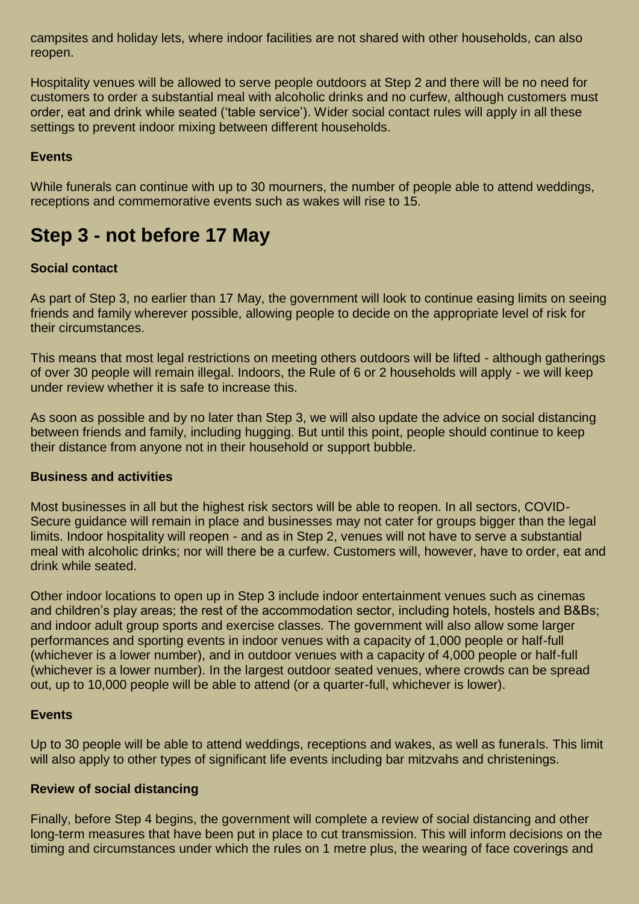campsites and holiday lets, where indoor facilities are not shared with other households, can also reopen.

Hospitality venues will be allowed to serve people outdoors at Step 2 and there will be no need for customers to order a substantial meal with alcoholic drinks and no curfew, although customers must order, eat and drink while seated ('table service'). Wider social contact rules will apply in all these settings to prevent indoor mixing between different households.

**Events**

While funerals can continue with up to 30 mourners, the number of people able to attend weddings, receptions and commemorative events such as wakes will rise to 15.

## Step 3 - not before 17 May

**Social contact**

As part of Step 3, no earlier than 17 May, the government will look to continue easing limits on seeing friends and family wherever possible, allowing people to decide on the appropriate level of risk for their circumstances.

This means that most legal restrictions on meeting others outdoors will be lifted - although gatherings of over 30 people will remain illegal. Indoors, the Rule of 6 or 2 households will apply - we will keep under review whether it is safe to increase this.

As soon as possible and by no later than Step 3, we will also update the advice on social distancing between friends and family, including hugging. But until this point, people should continue to keep their distance from anyone not in their household or support bubble.

**Business and activities**

Most businesses in all but the highest risk sectors will be able to reopen. In all sectors, COVID-Secure guidance will remain in place and businesses may not cater for groups bigger than the legal limits. Indoor hospitality will reopen - and as in Step 2, venues will not have to serve a substantial meal with alcoholic drinks; nor will there be a curfew. Customers will, however, have to order, eat and drink while seated.

Other indoor locations to open up in Step 3 include indoor entertainment venues such as cinemas and children's play areas; the rest of the accommodation sector, including hotels, hostels and B&Bs; and indoor adult group sports and exercise classes. The government will also allow some larger performances and sporting events in indoor venues with a capacity of 1,000 people or half-full (whichever is a lower number), and in outdoor venues with a capacity of 4,000 people or half-full (whichever is a lower number). In the largest outdoor seated venues, where crowds can be spread out, up to 10,000 people will be able to attend (or a quarter-full, whichever is lower).

**Events**

Up to 30 people will be able to attend weddings, receptions and wakes, as well as funerals. This limit will also apply to other types of significant life events including bar mitzvahs and christenings.

**Review of social distancing**

Finally, before Step 4 begins, the government will complete a review of social distancing and other long-term measures that have been put in place to cut transmission. This will inform decisions on the timing and circumstances under which the rules on 1 metre plus, the wearing of face coverings and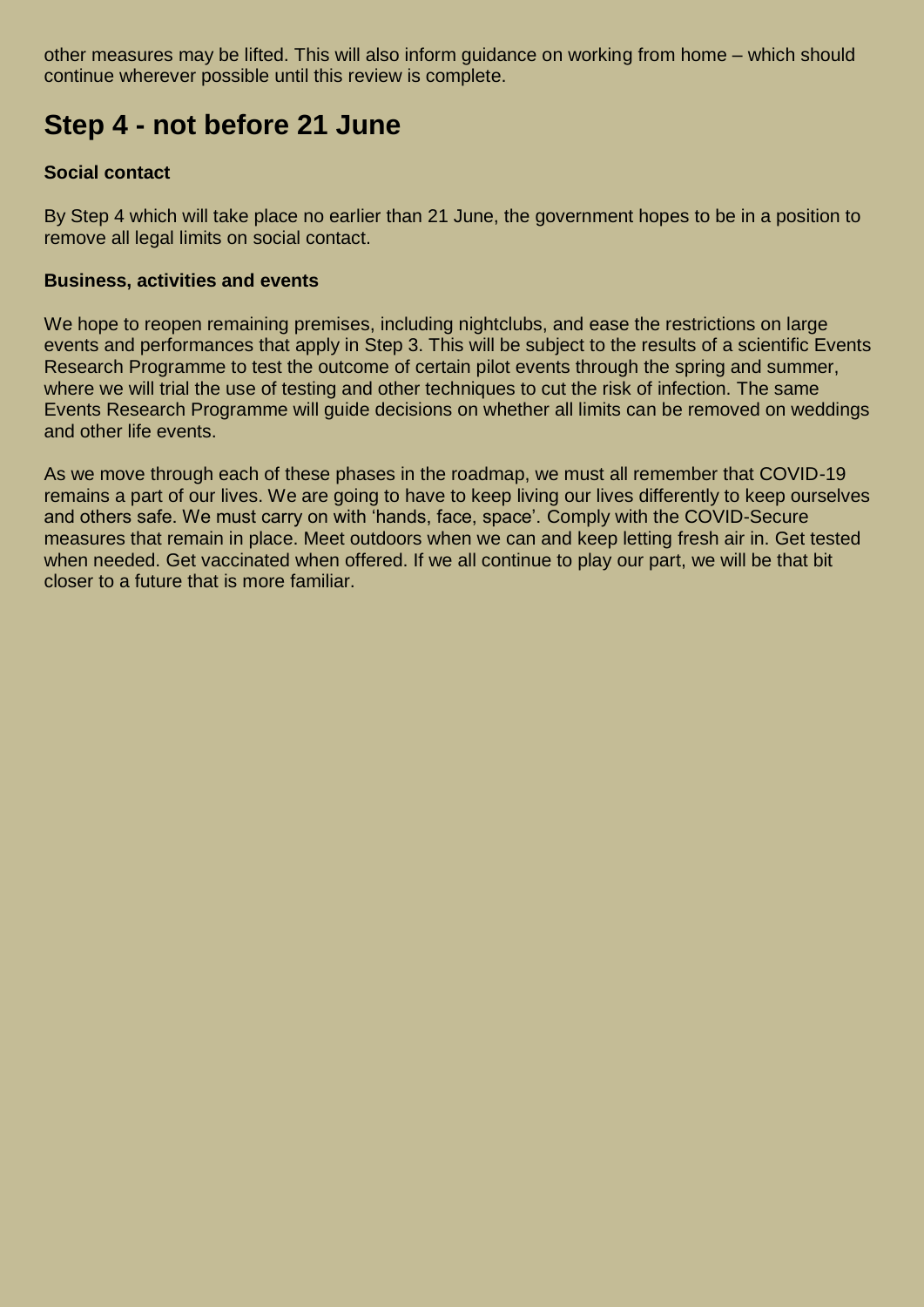other measures may be lifted. This will also inform guidance on working from home – which should continue wherever possible until this review is complete.

## Step 4 - not before 21 June

**Social contact**

By Step 4 which will take place no earlier than 21 June, the government hopes to be in a position to remove all legal limits on social contact.

**Business, activities and events**

We hope to reopen remaining premises, including nightclubs, and ease the restrictions on large events and performances that apply in Step 3. This will be subject to the results of a scientific Events Research Programme to test the outcome of certain pilot events through the spring and summer, where we will trial the use of testing and other techniques to cut the risk of infection. The same Events Research Programme will guide decisions on whether all limits can be removed on weddings and other life events.

As we move through each of these phases in the roadmap, we must all remember that COVID-19 remains a part of our lives. We are going to have to keep living our lives differently to keep ourselves and others safe. We must carry on with 'hands, face, space'. Comply with the COVID-Secure measures that remain in place. Meet outdoors when we can and keep letting fresh air in. Get tested when needed. Get vaccinated when offered. If we all continue to play our part, we will be that bit closer to a future that is more familiar.